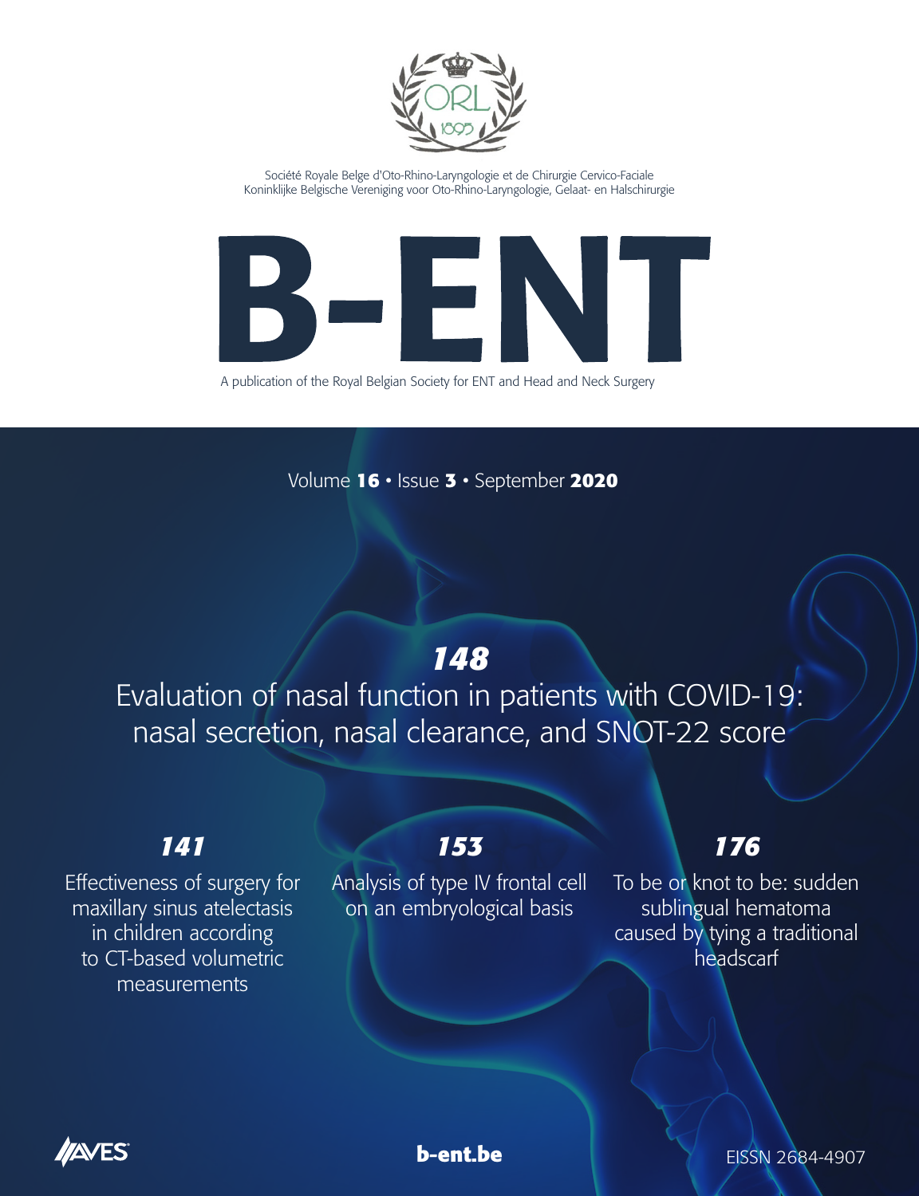ORL 1895

Société Royale Belge d'Oto-Rhino-Laryngologie et de Chirurgie Cervico-Faciale
Koninklijke Belgische Vereniging voor Oto-Rhino-Laryngologie, Gelaat- en Halschirurgie

# B-ENT

A publication of the Royal Belgian Society for ENT and Head and Neck Surgery

Volume **16** • Issue **3** • September **2020**

***148***

Evaluation of nasal function in patients with COVID-19: nasal secretion, nasal clearance, and SNOT-22 score

***141***

Effectiveness of surgery for maxillary sinus atelectasis in children according to CT-based volumetric measurements

***153***

Analysis of type IV frontal cell on an embryological basis

***176***

To be or knot to be: sudden sublingual hematoma caused by tying a traditional headscarf

AVES

**b-ent.be**

EISSN 2684-4907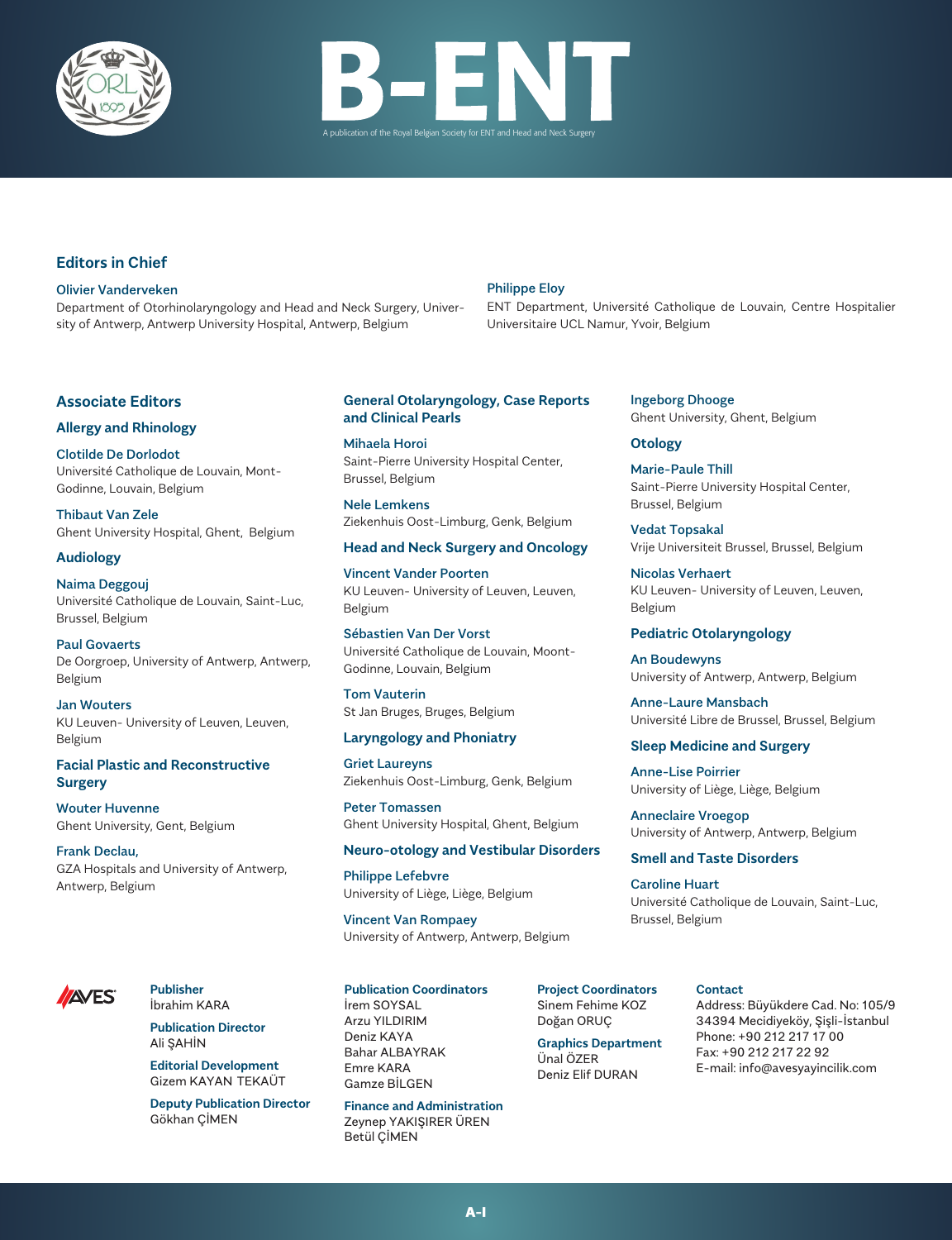# B-ENT

A publication of the Royal Belgian Society for ENT and Head and Neck Surgery

## Editors in Chief

**Olivier Vanderveken**
Department of Otorhinolaryngology and Head and Neck Surgery, University of Antwerp, Antwerp University Hospital, Antwerp, Belgium

**Philippe Eloy**
ENT Department, Université Catholique de Louvain, Centre Hospitalier Universitaire UCL Namur, Yvoir, Belgium

## Associate Editors

### Allergy and Rhinology

**Clotilde De Dorlodot**
Université Catholique de Louvain, Mont-Godinne, Louvain, Belgium

**Thibaut Van Zele**
Ghent University Hospital, Ghent, Belgium

### Audiology

**Naima Deggouj**
Université Catholique de Louvain, Saint-Luc, Brussel, Belgium

**Paul Govaerts**
De Oorgroep, University of Antwerp, Antwerp, Belgium

**Jan Wouters**
KU Leuven- University of Leuven, Leuven, Belgium

### Facial Plastic and Reconstructive Surgery

**Wouter Huvenne**
Ghent University, Gent, Belgium

**Frank Declau,**
GZA Hospitals and University of Antwerp, Antwerp, Belgium

### General Otolaryngology, Case Reports and Clinical Pearls

**Mihaela Horoi**
Saint-Pierre University Hospital Center, Brussel, Belgium

**Nele Lemkens**
Ziekenhuis Oost-Limburg, Genk, Belgium

### Head and Neck Surgery and Oncology

**Vincent Vander Poorten**
KU Leuven- University of Leuven, Leuven, Belgium

**Sébastien Van Der Vorst**
Université Catholique de Louvain, Moont-Godinne, Louvain, Belgium

**Tom Vauterin**
St Jan Bruges, Bruges, Belgium

### Laryngology and Phoniatry

**Griet Laureyns**
Ziekenhuis Oost-Limburg, Genk, Belgium

**Peter Tomassen**
Ghent University Hospital, Ghent, Belgium

### Neuro-otology and Vestibular Disorders

**Philippe Lefebvre**
University of Liège, Liège, Belgium

**Vincent Van Rompaey**
University of Antwerp, Antwerp, Belgium

**Ingeborg Dhooge**
Ghent University, Ghent, Belgium

### Otology

**Marie-Paule Thill**
Saint-Pierre University Hospital Center, Brussel, Belgium

**Vedat Topsakal**
Vrije Universiteit Brussel, Brussel, Belgium

**Nicolas Verhaert**
KU Leuven- University of Leuven, Leuven, Belgium

### Pediatric Otolaryngology

**An Boudewyns**
University of Antwerp, Antwerp, Belgium

**Anne-Laure Mansbach**
Université Libre de Brussel, Brussel, Belgium

### Sleep Medicine and Surgery

**Anne-Lise Poirrier**
University of Liège, Liège, Belgium

**Anneclaire Vroegop**
University of Antwerp, Antwerp, Belgium

### Smell and Taste Disorders

**Caroline Huart**
Université Catholique de Louvain, Saint-Luc, Brussel, Belgium

---

AVES

**Publisher**
İbrahim KARA

**Publication Director**
Ali ŞAHİN

**Editorial Development**
Gizem KAYAN TEKAÜT

**Deputy Publication Director**
Gökhan ÇİMEN

**Publication Coordinators**
İrem SOYSAL
Arzu YILDIRIM
Deniz KAYA
Bahar ALBAYRAK
Emre KARA
Gamze BİLGEN

**Finance and Administration**
Zeynep YAKIŞIRER ÜREN
Betül ÇİMEN

**Project Coordinators**
Sinem Fehime KOZ
Doğan ORUÇ

**Graphics Department**
Ünal ÖZER
Deniz Elif DURAN

**Contact**
Address: Büyükdere Cad. No: 105/9 34394 Mecidiyeköy, Şişli-İstanbul
Phone: +90 212 217 17 00
Fax: +90 212 217 22 92
E-mail: info@avesyayincilik.com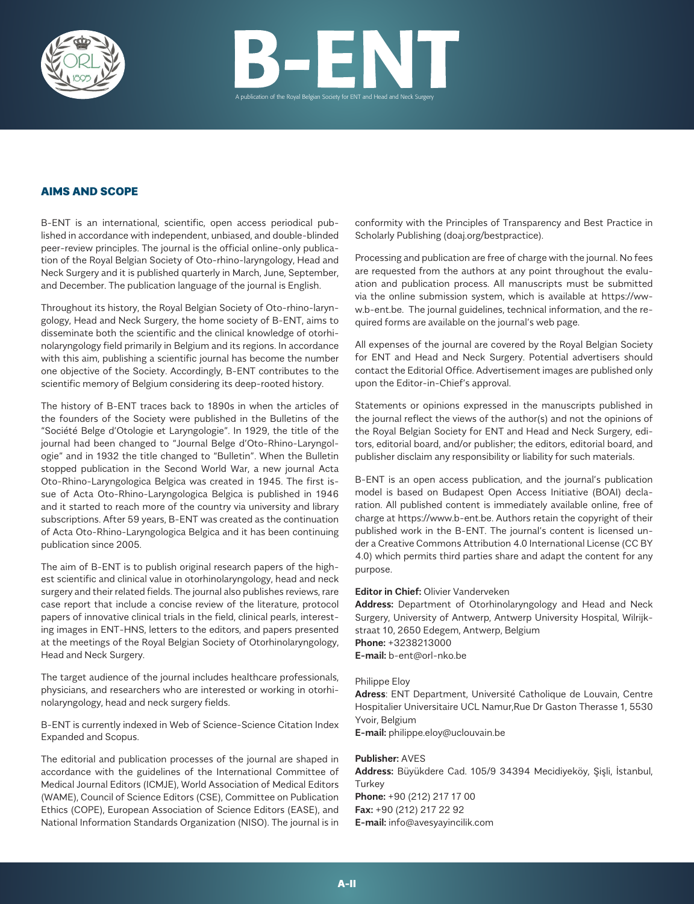## AIMS AND SCOPE

B-ENT is an international, scientific, open access periodical published in accordance with independent, unbiased, and double-blinded peer-review principles. The journal is the official online-only publication of the Royal Belgian Society of Oto-rhino-laryngology, Head and Neck Surgery and it is published quarterly in March, June, September, and December. The publication language of the journal is English.

Throughout its history, the Royal Belgian Society of Oto-rhino-laryngology, Head and Neck Surgery, the home society of B-ENT, aims to disseminate both the scientific and the clinical knowledge of otorhinolaryngology field primarily in Belgium and its regions. In accordance with this aim, publishing a scientific journal has become the number one objective of the Society. Accordingly, B-ENT contributes to the scientific memory of Belgium considering its deep-rooted history.

The history of B-ENT traces back to 1890s in when the articles of the founders of the Society were published in the Bulletins of the "Société Belge d'Otologie et Laryngologie". In 1929, the title of the journal had been changed to "Journal Belge d'Oto-Rhino-Laryngologie" and in 1932 the title changed to "Bulletin". When the Bulletin stopped publication in the Second World War, a new journal Acta Oto-Rhino-Laryngologica Belgica was created in 1945. The first issue of Acta Oto-Rhino-Laryngologica Belgica is published in 1946 and it started to reach more of the country via university and library subscriptions. After 59 years, B-ENT was created as the continuation of Acta Oto-Rhino-Laryngologica Belgica and it has been continuing publication since 2005.

The aim of B-ENT is to publish original research papers of the highest scientific and clinical value in otorhinolaryngology, head and neck surgery and their related fields. The journal also publishes reviews, rare case report that include a concise review of the literature, protocol papers of innovative clinical trials in the field, clinical pearls, interesting images in ENT-HNS, letters to the editors, and papers presented at the meetings of the Royal Belgian Society of Otorhinolaryngology, Head and Neck Surgery.

The target audience of the journal includes healthcare professionals, physicians, and researchers who are interested or working in otorhinolaryngology, head and neck surgery fields.

B-ENT is currently indexed in Web of Science-Science Citation Index Expanded and Scopus.

The editorial and publication processes of the journal are shaped in accordance with the guidelines of the International Committee of Medical Journal Editors (ICMJE), World Association of Medical Editors (WAME), Council of Science Editors (CSE), Committee on Publication Ethics (COPE), European Association of Science Editors (EASE), and National Information Standards Organization (NISO). The journal is in conformity with the Principles of Transparency and Best Practice in Scholarly Publishing (doaj.org/bestpractice).

Processing and publication are free of charge with the journal. No fees are requested from the authors at any point throughout the evaluation and publication process. All manuscripts must be submitted via the online submission system, which is available at https://www.b-ent.be. The journal guidelines, technical information, and the required forms are available on the journal's web page.

All expenses of the journal are covered by the Royal Belgian Society for ENT and Head and Neck Surgery. Potential advertisers should contact the Editorial Office. Advertisement images are published only upon the Editor-in-Chief's approval.

Statements or opinions expressed in the manuscripts published in the journal reflect the views of the author(s) and not the opinions of the Royal Belgian Society for ENT and Head and Neck Surgery, editors, editorial board, and/or publisher; the editors, editorial board, and publisher disclaim any responsibility or liability for such materials.

B-ENT is an open access publication, and the journal's publication model is based on Budapest Open Access Initiative (BOAI) declaration. All published content is immediately available online, free of charge at https://www.b-ent.be. Authors retain the copyright of their published work in the B-ENT. The journal's content is licensed under a Creative Commons Attribution 4.0 International License (CC BY 4.0) which permits third parties share and adapt the content for any purpose.

**Editor in Chief:** Olivier Vanderveken
**Address:** Department of Otorhinolaryngology and Head and Neck Surgery, University of Antwerp, Antwerp University Hospital, Wilrijkstraat 10, 2650 Edegem, Antwerp, Belgium
**Phone:** +3238213000
**E-mail:** b-ent@orl-nko.be

Philippe Eloy
**Adress**: ENT Department, Université Catholique de Louvain, Centre Hospitalier Universitaire UCL Namur,Rue Dr Gaston Therasse 1, 5530 Yvoir, Belgium
**E-mail:** philippe.eloy@uclouvain.be

**Publisher:** AVES
**Address:** Büyükdere Cad. 105/9 34394 Mecidiyeköy, Şişli, İstanbul, Turkey
**Phone:** +90 (212) 217 17 00
**Fax:** +90 (212) 217 22 92
**E-mail:** info@avesyayincilik.com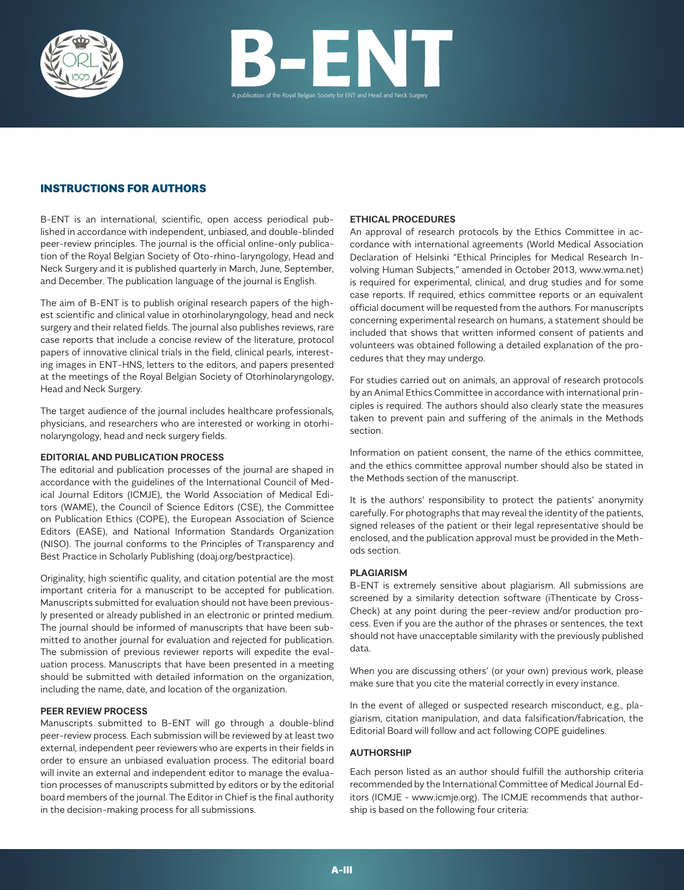## INSTRUCTIONS FOR AUTHORS

B-ENT is an international, scientific, open access periodical published in accordance with independent, unbiased, and double-blinded peer-review principles. The journal is the official online-only publication of the Royal Belgian Society of Oto-rhino-laryngology, Head and Neck Surgery and it is published quarterly in March, June, September, and December. The publication language of the journal is English.

The aim of B-ENT is to publish original research papers of the highest scientific and clinical value in otorhinolaryngology, head and neck surgery and their related fields. The journal also publishes reviews, rare case reports that include a concise review of the literature, protocol papers of innovative clinical trials in the field, clinical pearls, interesting images in ENT-HNS, letters to the editors, and papers presented at the meetings of the Royal Belgian Society of Otorhinolaryngology, Head and Neck Surgery.

The target audience of the journal includes healthcare professionals, physicians, and researchers who are interested or working in otorhinolaryngology, head and neck surgery fields.

### EDITORIAL AND PUBLICATION PROCESS

The editorial and publication processes of the journal are shaped in accordance with the guidelines of the International Council of Medical Journal Editors (ICMJE), the World Association of Medical Editors (WAME), the Council of Science Editors (CSE), the Committee on Publication Ethics (COPE), the European Association of Science Editors (EASE), and National Information Standards Organization (NISO). The journal conforms to the Principles of Transparency and Best Practice in Scholarly Publishing (doaj.org/bestpractice).

Originality, high scientific quality, and citation potential are the most important criteria for a manuscript to be accepted for publication. Manuscripts submitted for evaluation should not have been previously presented or already published in an electronic or printed medium. The journal should be informed of manuscripts that have been submitted to another journal for evaluation and rejected for publication. The submission of previous reviewer reports will expedite the evaluation process. Manuscripts that have been presented in a meeting should be submitted with detailed information on the organization, including the name, date, and location of the organization.

### PEER REVIEW PROCESS

Manuscripts submitted to B-ENT will go through a double-blind peer-review process. Each submission will be reviewed by at least two external, independent peer reviewers who are experts in their fields in order to ensure an unbiased evaluation process. The editorial board will invite an external and independent editor to manage the evaluation processes of manuscripts submitted by editors or by the editorial board members of the journal. The Editor in Chief is the final authority in the decision-making process for all submissions.

### ETHICAL PROCEDURES

An approval of research protocols by the Ethics Committee in accordance with international agreements (World Medical Association Declaration of Helsinki "Ethical Principles for Medical Research Involving Human Subjects," amended in October 2013, www.wma.net) is required for experimental, clinical, and drug studies and for some case reports. If required, ethics committee reports or an equivalent official document will be requested from the authors. For manuscripts concerning experimental research on humans, a statement should be included that shows that written informed consent of patients and volunteers was obtained following a detailed explanation of the procedures that they may undergo.

For studies carried out on animals, an approval of research protocols by an Animal Ethics Committee in accordance with international principles is required. The authors should also clearly state the measures taken to prevent pain and suffering of the animals in the Methods section.

Information on patient consent, the name of the ethics committee, and the ethics committee approval number should also be stated in the Methods section of the manuscript.

It is the authors' responsibility to protect the patients' anonymity carefully. For photographs that may reveal the identity of the patients, signed releases of the patient or their legal representative should be enclosed, and the publication approval must be provided in the Methods section.

### PLAGIARISM

B-ENT is extremely sensitive about plagiarism. All submissions are screened by a similarity detection software (iThenticate by CrossCheck) at any point during the peer-review and/or production process. Even if you are the author of the phrases or sentences, the text should not have unacceptable similarity with the previously published data.

When you are discussing others' (or your own) previous work, please make sure that you cite the material correctly in every instance.

In the event of alleged or suspected research misconduct, e.g., plagiarism, citation manipulation, and data falsification/fabrication, the Editorial Board will follow and act following COPE guidelines.

### AUTHORSHIP

Each person listed as an author should fulfill the authorship criteria recommended by the International Committee of Medical Journal Editors (ICMJE - www.icmje.org). The ICMJE recommends that authorship is based on the following four criteria: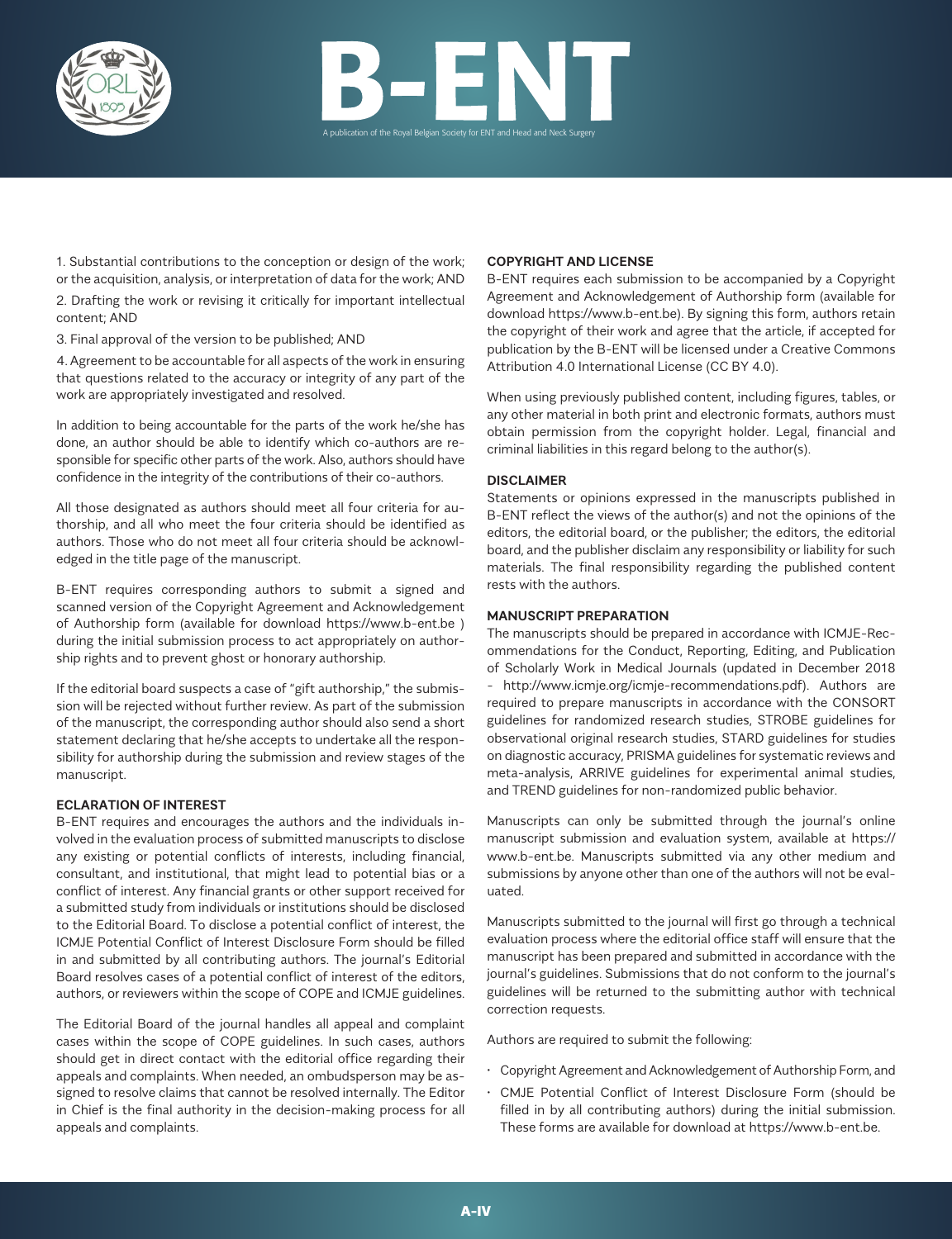1. Substantial contributions to the conception or design of the work; or the acquisition, analysis, or interpretation of data for the work; AND

2. Drafting the work or revising it critically for important intellectual content; AND

3. Final approval of the version to be published; AND

4. Agreement to be accountable for all aspects of the work in ensuring that questions related to the accuracy or integrity of any part of the work are appropriately investigated and resolved.

In addition to being accountable for the parts of the work he/she has done, an author should be able to identify which co-authors are responsible for specific other parts of the work. Also, authors should have confidence in the integrity of the contributions of their co-authors.

All those designated as authors should meet all four criteria for authorship, and all who meet the four criteria should be identified as authors. Those who do not meet all four criteria should be acknowledged in the title page of the manuscript.

B-ENT requires corresponding authors to submit a signed and scanned version of the Copyright Agreement and Acknowledgement of Authorship form (available for download https://www.b-ent.be ) during the initial submission process to act appropriately on authorship rights and to prevent ghost or honorary authorship.

If the editorial board suspects a case of "gift authorship," the submission will be rejected without further review. As part of the submission of the manuscript, the corresponding author should also send a short statement declaring that he/she accepts to undertake all the responsibility for authorship during the submission and review stages of the manuscript.

### ECLARATION OF INTEREST

B-ENT requires and encourages the authors and the individuals involved in the evaluation process of submitted manuscripts to disclose any existing or potential conflicts of interests, including financial, consultant, and institutional, that might lead to potential bias or a conflict of interest. Any financial grants or other support received for a submitted study from individuals or institutions should be disclosed to the Editorial Board. To disclose a potential conflict of interest, the ICMJE Potential Conflict of Interest Disclosure Form should be filled in and submitted by all contributing authors. The journal's Editorial Board resolves cases of a potential conflict of interest of the editors, authors, or reviewers within the scope of COPE and ICMJE guidelines.

The Editorial Board of the journal handles all appeal and complaint cases within the scope of COPE guidelines. In such cases, authors should get in direct contact with the editorial office regarding their appeals and complaints. When needed, an ombudsperson may be assigned to resolve claims that cannot be resolved internally. The Editor in Chief is the final authority in the decision-making process for all appeals and complaints.

### COPYRIGHT AND LICENSE

B-ENT requires each submission to be accompanied by a Copyright Agreement and Acknowledgement of Authorship form (available for download https://www.b-ent.be). By signing this form, authors retain the copyright of their work and agree that the article, if accepted for publication by the B-ENT will be licensed under a Creative Commons Attribution 4.0 International License (CC BY 4.0).

When using previously published content, including figures, tables, or any other material in both print and electronic formats, authors must obtain permission from the copyright holder. Legal, financial and criminal liabilities in this regard belong to the author(s).

### DISCLAIMER

Statements or opinions expressed in the manuscripts published in B-ENT reflect the views of the author(s) and not the opinions of the editors, the editorial board, or the publisher; the editors, the editorial board, and the publisher disclaim any responsibility or liability for such materials. The final responsibility regarding the published content rests with the authors.

### MANUSCRIPT PREPARATION

The manuscripts should be prepared in accordance with ICMJE-Recommendations for the Conduct, Reporting, Editing, and Publication of Scholarly Work in Medical Journals (updated in December 2018 - http://www.icmje.org/icmje-recommendations.pdf). Authors are required to prepare manuscripts in accordance with the CONSORT guidelines for randomized research studies, STROBE guidelines for observational original research studies, STARD guidelines for studies on diagnostic accuracy, PRISMA guidelines for systematic reviews and meta-analysis, ARRIVE guidelines for experimental animal studies, and TREND guidelines for non-randomized public behavior.

Manuscripts can only be submitted through the journal's online manuscript submission and evaluation system, available at https://www.b-ent.be. Manuscripts submitted via any other medium and submissions by anyone other than one of the authors will not be evaluated.

Manuscripts submitted to the journal will first go through a technical evaluation process where the editorial office staff will ensure that the manuscript has been prepared and submitted in accordance with the journal's guidelines. Submissions that do not conform to the journal's guidelines will be returned to the submitting author with technical correction requests.

Authors are required to submit the following:

- Copyright Agreement and Acknowledgement of Authorship Form, and
- CMJE Potential Conflict of Interest Disclosure Form (should be filled in by all contributing authors) during the initial submission. These forms are available for download at https://www.b-ent.be.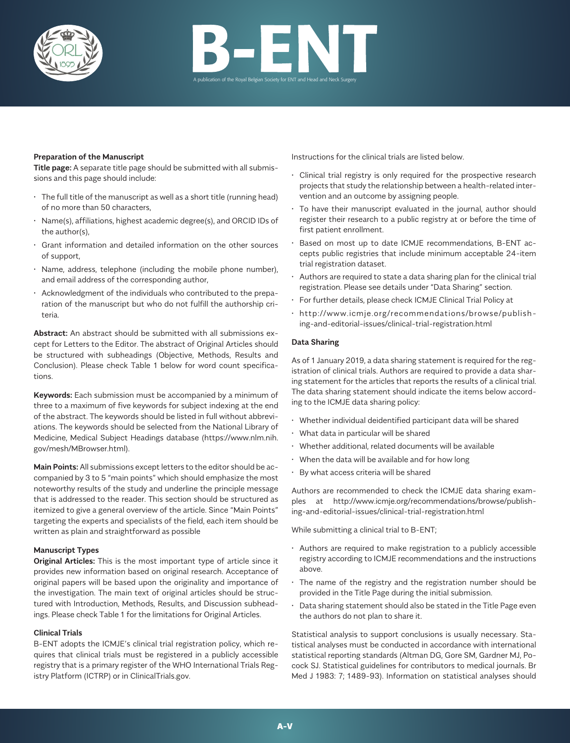### Preparation of the Manuscript

**Title page:** A separate title page should be submitted with all submissions and this page should include:

- The full title of the manuscript as well as a short title (running head) of no more than 50 characters,
- Name(s), affiliations, highest academic degree(s), and ORCID IDs of the author(s),
- Grant information and detailed information on the other sources of support,
- Name, address, telephone (including the mobile phone number), and email address of the corresponding author,
- Acknowledgment of the individuals who contributed to the preparation of the manuscript but who do not fulfill the authorship criteria.

**Abstract:** An abstract should be submitted with all submissions except for Letters to the Editor. The abstract of Original Articles should be structured with subheadings (Objective, Methods, Results and Conclusion). Please check Table 1 below for word count specifications.

**Keywords:** Each submission must be accompanied by a minimum of three to a maximum of five keywords for subject indexing at the end of the abstract. The keywords should be listed in full without abbreviations. The keywords should be selected from the National Library of Medicine, Medical Subject Headings database (https://www.nlm.nih.gov/mesh/MBrowser.html).

**Main Points:** All submissions except letters to the editor should be accompanied by 3 to 5 "main points" which should emphasize the most noteworthy results of the study and underline the principle message that is addressed to the reader. This section should be structured as itemized to give a general overview of the article. Since "Main Points" targeting the experts and specialists of the field, each item should be written as plain and straightforward as possible

### Manuscript Types

**Original Articles:** This is the most important type of article since it provides new information based on original research. Acceptance of original papers will be based upon the originality and importance of the investigation. The main text of original articles should be structured with Introduction, Methods, Results, and Discussion subheadings. Please check Table 1 for the limitations for Original Articles.

### Clinical Trials

B-ENT adopts the ICMJE's clinical trial registration policy, which requires that clinical trials must be registered in a publicly accessible registry that is a primary register of the WHO International Trials Registry Platform (ICTRP) or in ClinicalTrials.gov.

Instructions for the clinical trials are listed below.

- Clinical trial registry is only required for the prospective research projects that study the relationship between a health-related intervention and an outcome by assigning people.
- To have their manuscript evaluated in the journal, author should register their research to a public registry at or before the time of first patient enrollment.
- Based on most up to date ICMJE recommendations, B-ENT accepts public registries that include minimum acceptable 24-item trial registration dataset.
- Authors are required to state a data sharing plan for the clinical trial registration. Please see details under "Data Sharing" section.
- For further details, please check ICMJE Clinical Trial Policy at
- http://www.icmje.org/recommendations/browse/publishing-and-editorial-issues/clinical-trial-registration.html

### Data Sharing

As of 1 January 2019, a data sharing statement is required for the registration of clinical trials. Authors are required to provide a data sharing statement for the articles that reports the results of a clinical trial. The data sharing statement should indicate the items below according to the ICMJE data sharing policy:

- Whether individual deidentified participant data will be shared
- What data in particular will be shared
- Whether additional, related documents will be available
- When the data will be available and for how long
- By what access criteria will be shared

Authors are recommended to check the ICMJE data sharing examples at http://www.icmje.org/recommendations/browse/publishing-and-editorial-issues/clinical-trial-registration.html

While submitting a clinical trial to B-ENT;

- Authors are required to make registration to a publicly accessible registry according to ICMJE recommendations and the instructions above.
- The name of the registry and the registration number should be provided in the Title Page during the initial submission.
- Data sharing statement should also be stated in the Title Page even the authors do not plan to share it.

Statistical analysis to support conclusions is usually necessary. Statistical analyses must be conducted in accordance with international statistical reporting standards (Altman DG, Gore SM, Gardner MJ, Pocock SJ. Statistical guidelines for contributors to medical journals. Br Med J 1983: 7; 1489-93). Information on statistical analyses should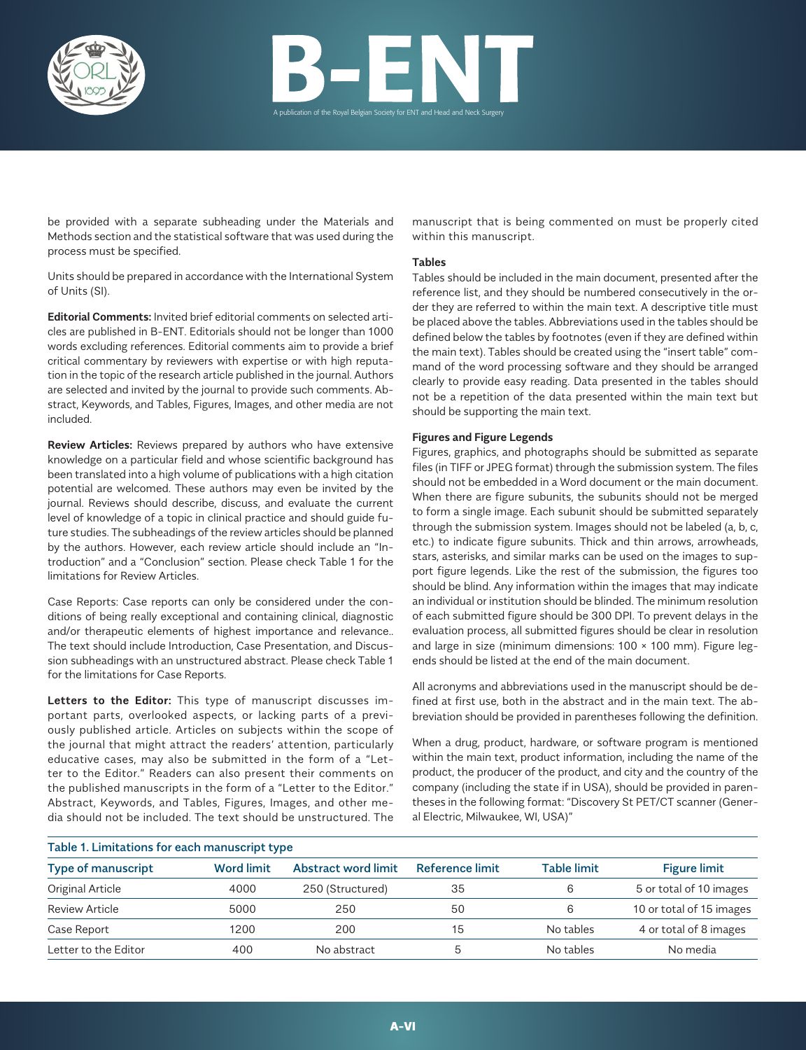be provided with a separate subheading under the Materials and Methods section and the statistical software that was used during the process must be specified.

Units should be prepared in accordance with the International System of Units (SI).

**Editorial Comments:** Invited brief editorial comments on selected articles are published in B-ENT. Editorials should not be longer than 1000 words excluding references. Editorial comments aim to provide a brief critical commentary by reviewers with expertise or with high reputation in the topic of the research article published in the journal. Authors are selected and invited by the journal to provide such comments. Abstract, Keywords, and Tables, Figures, Images, and other media are not included.

**Review Articles:** Reviews prepared by authors who have extensive knowledge on a particular field and whose scientific background has been translated into a high volume of publications with a high citation potential are welcomed. These authors may even be invited by the journal. Reviews should describe, discuss, and evaluate the current level of knowledge of a topic in clinical practice and should guide future studies. The subheadings of the review articles should be planned by the authors. However, each review article should include an "Introduction" and a "Conclusion" section. Please check Table 1 for the limitations for Review Articles.

Case Reports: Case reports can only be considered under the conditions of being really exceptional and containing clinical, diagnostic and/or therapeutic elements of highest importance and relevance.. The text should include Introduction, Case Presentation, and Discussion subheadings with an unstructured abstract. Please check Table 1 for the limitations for Case Reports.

**Letters to the Editor:** This type of manuscript discusses important parts, overlooked aspects, or lacking parts of a previously published article. Articles on subjects within the scope of the journal that might attract the readers' attention, particularly educative cases, may also be submitted in the form of a "Letter to the Editor." Readers can also present their comments on the published manuscripts in the form of a "Letter to the Editor." Abstract, Keywords, and Tables, Figures, Images, and other media should not be included. The text should be unstructured. The manuscript that is being commented on must be properly cited within this manuscript.

**Tables**

Tables should be included in the main document, presented after the reference list, and they should be numbered consecutively in the order they are referred to within the main text. A descriptive title must be placed above the tables. Abbreviations used in the tables should be defined below the tables by footnotes (even if they are defined within the main text). Tables should be created using the "insert table" command of the word processing software and they should be arranged clearly to provide easy reading. Data presented in the tables should not be a repetition of the data presented within the main text but should be supporting the main text.

**Figures and Figure Legends**

Figures, graphics, and photographs should be submitted as separate files (in TIFF or JPEG format) through the submission system. The files should not be embedded in a Word document or the main document. When there are figure subunits, the subunits should not be merged to form a single image. Each subunit should be submitted separately through the submission system. Images should not be labeled (a, b, c, etc.) to indicate figure subunits. Thick and thin arrows, arrowheads, stars, asterisks, and similar marks can be used on the images to support figure legends. Like the rest of the submission, the figures too should be blind. Any information within the images that may indicate an individual or institution should be blinded. The minimum resolution of each submitted figure should be 300 DPI. To prevent delays in the evaluation process, all submitted figures should be clear in resolution and large in size (minimum dimensions: 100 × 100 mm). Figure legends should be listed at the end of the main document.

All acronyms and abbreviations used in the manuscript should be defined at first use, both in the abstract and in the main text. The abbreviation should be provided in parentheses following the definition.

When a drug, product, hardware, or software program is mentioned within the main text, product information, including the name of the product, the producer of the product, and city and the country of the company (including the state if in USA), should be provided in parentheses in the following format: "Discovery St PET/CT scanner (General Electric, Milwaukee, WI, USA)"

**Table 1. Limitations for each manuscript type**

| Type of manuscript | Word limit | Abstract word limit | Reference limit | Table limit | Figure limit |
|---|---|---|---|---|---|
| Original Article | 4000 | 250 (Structured) | 35 | 6 | 5 or total of 10 images |
| Review Article | 5000 | 250 | 50 | 6 | 10 or total of 15 images |
| Case Report | 1200 | 200 | 15 | No tables | 4 or total of 8 images |
| Letter to the Editor | 400 | No abstract | 5 | No tables | No media |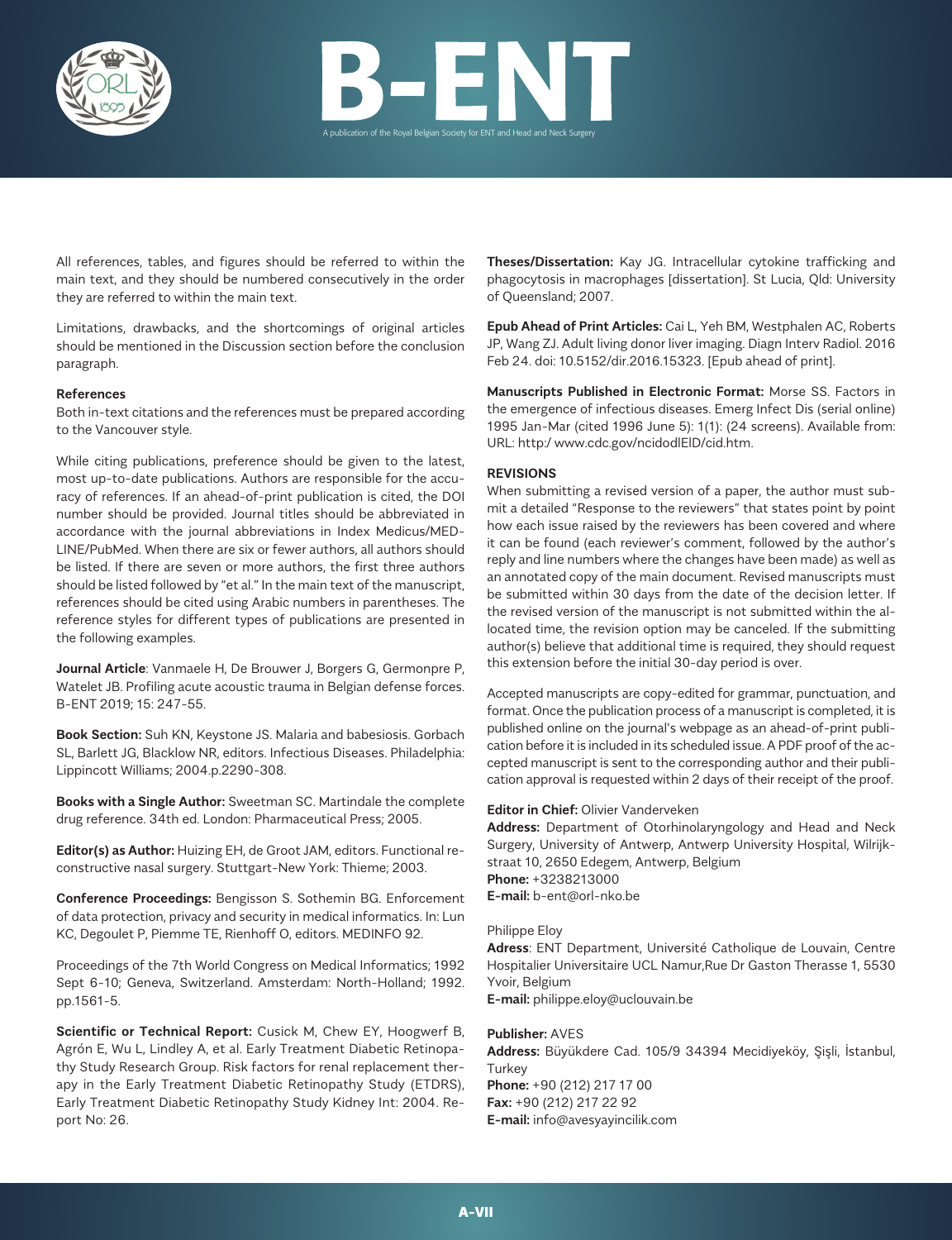All references, tables, and figures should be referred to within the main text, and they should be numbered consecutively in the order they are referred to within the main text.

Limitations, drawbacks, and the shortcomings of original articles should be mentioned in the Discussion section before the conclusion paragraph.

**References**

Both in-text citations and the references must be prepared according to the Vancouver style.

While citing publications, preference should be given to the latest, most up-to-date publications. Authors are responsible for the accuracy of references. If an ahead-of-print publication is cited, the DOI number should be provided. Journal titles should be abbreviated in accordance with the journal abbreviations in Index Medicus/MEDLINE/PubMed. When there are six or fewer authors, all authors should be listed. If there are seven or more authors, the first three authors should be listed followed by "et al." In the main text of the manuscript, references should be cited using Arabic numbers in parentheses. The reference styles for different types of publications are presented in the following examples.

**Journal Article**: Vanmaele H, De Brouwer J, Borgers G, Germonpre P, Watelet JB. Profiling acute acoustic trauma in Belgian defense forces. B-ENT 2019; 15: 247-55.

**Book Section:** Suh KN, Keystone JS. Malaria and babesiosis. Gorbach SL, Barlett JG, Blacklow NR, editors. Infectious Diseases. Philadelphia: Lippincott Williams; 2004.p.2290-308.

**Books with a Single Author:** Sweetman SC. Martindale the complete drug reference. 34th ed. London: Pharmaceutical Press; 2005.

**Editor(s) as Author:** Huizing EH, de Groot JAM, editors. Functional reconstructive nasal surgery. Stuttgart-New York: Thieme; 2003.

**Conference Proceedings:** Bengisson S. Sothemin BG. Enforcement of data protection, privacy and security in medical informatics. In: Lun KC, Degoulet P, Piemme TE, Rienhoff O, editors. MEDINFO 92.

Proceedings of the 7th World Congress on Medical Informatics; 1992 Sept 6-10; Geneva, Switzerland. Amsterdam: North-Holland; 1992. pp.1561-5.

**Scientific or Technical Report:** Cusick M, Chew EY, Hoogwerf B, Agrón E, Wu L, Lindley A, et al. Early Treatment Diabetic Retinopathy Study Research Group. Risk factors for renal replacement therapy in the Early Treatment Diabetic Retinopathy Study (ETDRS), Early Treatment Diabetic Retinopathy Study Kidney Int: 2004. Report No: 26.

**Theses/Dissertation:** Kay JG. Intracellular cytokine trafficking and phagocytosis in macrophages [dissertation]. St Lucia, Qld: University of Queensland; 2007.

**Epub Ahead of Print Articles:** Cai L, Yeh BM, Westphalen AC, Roberts JP, Wang ZJ. Adult living donor liver imaging. Diagn Interv Radiol. 2016 Feb 24. doi: 10.5152/dir.2016.15323. [Epub ahead of print].

**Manuscripts Published in Electronic Format:** Morse SS. Factors in the emergence of infectious diseases. Emerg Infect Dis (serial online) 1995 Jan-Mar (cited 1996 June 5): 1(1): (24 screens). Available from: URL: http:/ www.cdc.gov/ncidodlElD/cid.htm.

**REVISIONS**

When submitting a revised version of a paper, the author must submit a detailed "Response to the reviewers" that states point by point how each issue raised by the reviewers has been covered and where it can be found (each reviewer's comment, followed by the author's reply and line numbers where the changes have been made) as well as an annotated copy of the main document. Revised manuscripts must be submitted within 30 days from the date of the decision letter. If the revised version of the manuscript is not submitted within the allocated time, the revision option may be canceled. If the submitting author(s) believe that additional time is required, they should request this extension before the initial 30-day period is over.

Accepted manuscripts are copy-edited for grammar, punctuation, and format. Once the publication process of a manuscript is completed, it is published online on the journal's webpage as an ahead-of-print publication before it is included in its scheduled issue. A PDF proof of the accepted manuscript is sent to the corresponding author and their publication approval is requested within 2 days of their receipt of the proof.

**Editor in Chief:** Olivier Vanderveken
**Address:** Department of Otorhinolaryngology and Head and Neck Surgery, University of Antwerp, Antwerp University Hospital, Wilrijkstraat 10, 2650 Edegem, Antwerp, Belgium
**Phone:** +3238213000
**E-mail:** b-ent@orl-nko.be

Philippe Eloy
**Adress**: ENT Department, Université Catholique de Louvain, Centre Hospitalier Universitaire UCL Namur,Rue Dr Gaston Therasse 1, 5530 Yvoir, Belgium
**E-mail:** philippe.eloy@uclouvain.be

**Publisher:** AVES
**Address:** Büyükdere Cad. 105/9 34394 Mecidiyeköy, Şişli, İstanbul, Turkey
**Phone:** +90 (212) 217 17 00
**Fax:** +90 (212) 217 22 92
**E-mail:** info@avesyayincilik.com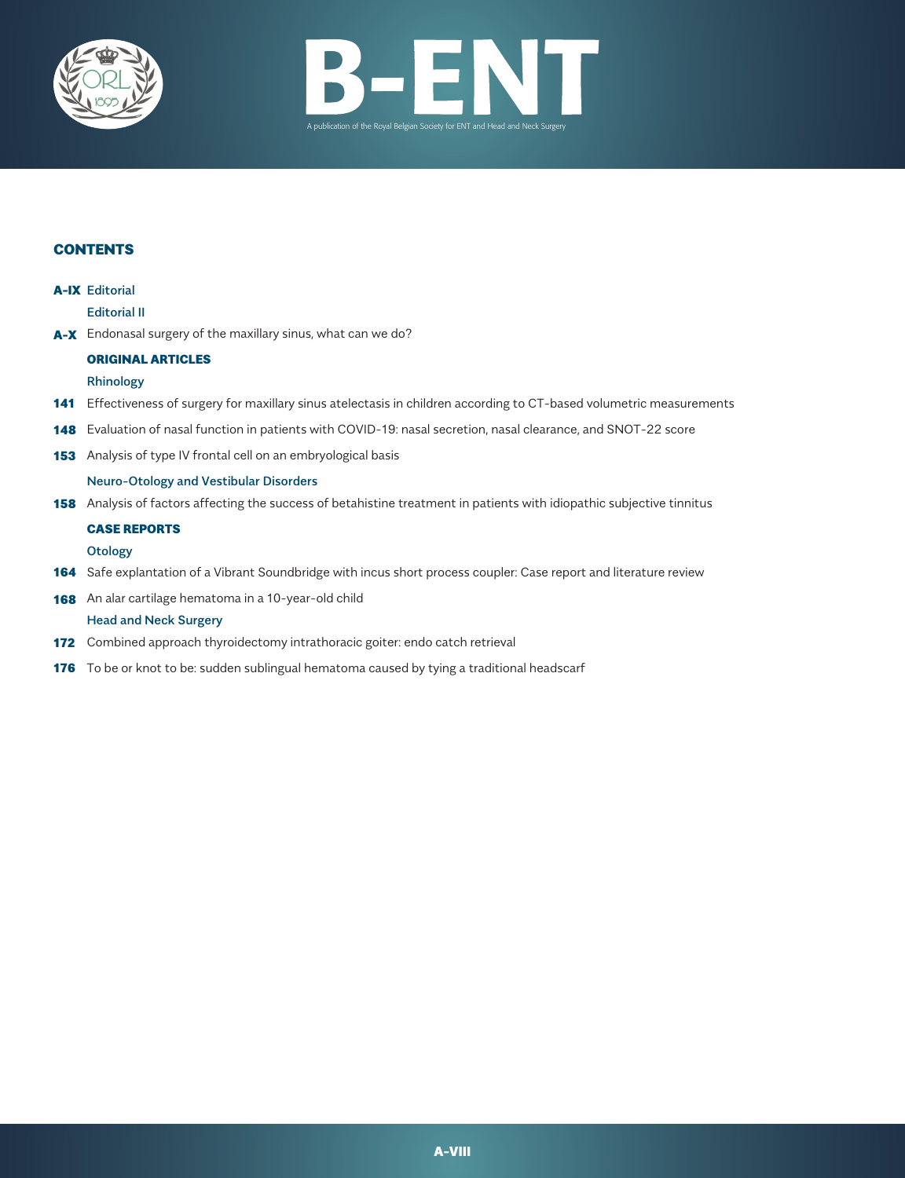# B-ENT

A publication of the Royal Belgian Society for ENT and Head and Neck Surgery

## CONTENTS

**A-IX** Editorial

Editorial II

**A-X** Endonasal surgery of the maxillary sinus, what can we do?

### ORIGINAL ARTICLES

Rhinology

**141** Effectiveness of surgery for maxillary sinus atelectasis in children according to CT-based volumetric measurements

**148** Evaluation of nasal function in patients with COVID-19: nasal secretion, nasal clearance, and SNOT-22 score

**153** Analysis of type IV frontal cell on an embryological basis

Neuro-Otology and Vestibular Disorders

**158** Analysis of factors affecting the success of betahistine treatment in patients with idiopathic subjective tinnitus

### CASE REPORTS

Otology

**164** Safe explantation of a Vibrant Soundbridge with incus short process coupler: Case report and literature review

**168** An alar cartilage hematoma in a 10-year-old child

Head and Neck Surgery

**172** Combined approach thyroidectomy intrathoracic goiter: endo catch retrieval

**176** To be or knot to be: sudden sublingual hematoma caused by tying a traditional headscarf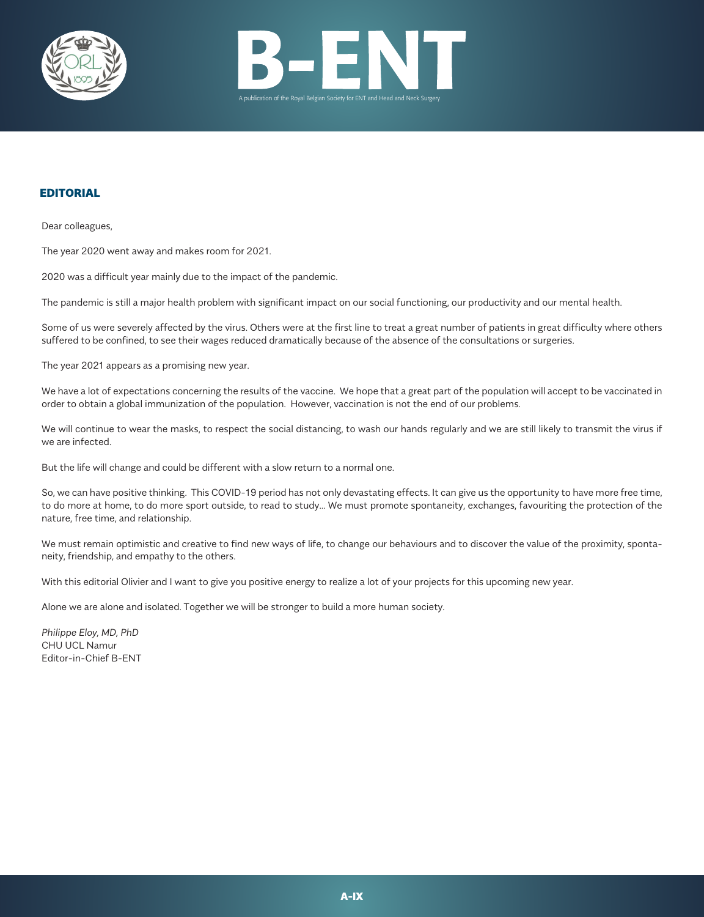## EDITORIAL

Dear colleagues,

The year 2020 went away and makes room for 2021.

2020 was a difficult year mainly due to the impact of the pandemic.

The pandemic is still a major health problem with significant impact on our social functioning, our productivity and our mental health.

Some of us were severely affected by the virus. Others were at the first line to treat a great number of patients in great difficulty where others suffered to be confined, to see their wages reduced dramatically because of the absence of the consultations or surgeries.

The year 2021 appears as a promising new year.

We have a lot of expectations concerning the results of the vaccine. We hope that a great part of the population will accept to be vaccinated in order to obtain a global immunization of the population. However, vaccination is not the end of our problems.

We will continue to wear the masks, to respect the social distancing, to wash our hands regularly and we are still likely to transmit the virus if we are infected.

But the life will change and could be different with a slow return to a normal one.

So, we can have positive thinking. This COVID-19 period has not only devastating effects. It can give us the opportunity to have more free time, to do more at home, to do more sport outside, to read to study… We must promote spontaneity, exchanges, favouriting the protection of the nature, free time, and relationship.

We must remain optimistic and creative to find new ways of life, to change our behaviours and to discover the value of the proximity, spontaneity, friendship, and empathy to the others.

With this editorial Olivier and I want to give you positive energy to realize a lot of your projects for this upcoming new year.

Alone we are alone and isolated. Together we will be stronger to build a more human society.

*Philippe Eloy, MD, PhD*
CHU UCL Namur
Editor-in-Chief B-ENT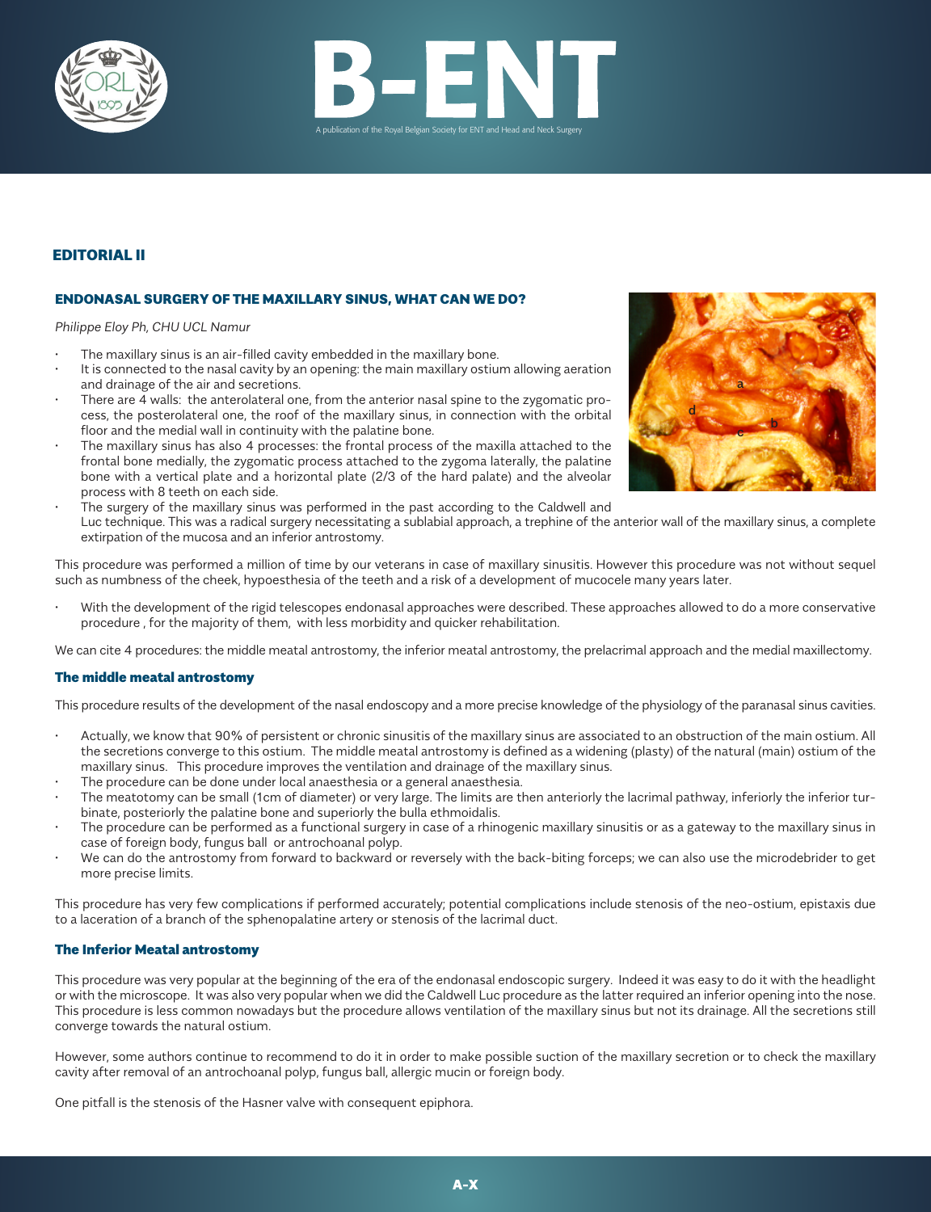## EDITORIAL II

### ENDONASAL SURGERY OF THE MAXILLARY SINUS, WHAT CAN WE DO?

*Philippe Eloy Ph, CHU UCL Namur*

- The maxillary sinus is an air-filled cavity embedded in the maxillary bone.
- It is connected to the nasal cavity by an opening: the main maxillary ostium allowing aeration and drainage of the air and secretions.
- There are 4 walls: the anterolateral one, from the anterior nasal spine to the zygomatic process, the posterolateral one, the roof of the maxillary sinus, in connection with the orbital floor and the medial wall in continuity with the palatine bone.
- The maxillary sinus has also 4 processes: the frontal process of the maxilla attached to the frontal bone medially, the zygomatic process attached to the zygoma laterally, the palatine bone with a vertical plate and a horizontal plate (2/3 of the hard palate) and the alveolar process with 8 teeth on each side.
- The surgery of the maxillary sinus was performed in the past according to the Caldwell and Luc technique. This was a radical surgery necessitating a sublabial approach, a trephine of the anterior wall of the maxillary sinus, a complete extirpation of the mucosa and an inferior antrostomy.

This procedure was performed a million of time by our veterans in case of maxillary sinusitis. However this procedure was not without sequel such as numbness of the cheek, hypoesthesia of the teeth and a risk of a development of mucocele many years later.

- With the development of the rigid telescopes endonasal approaches were described. These approaches allowed to do a more conservative procedure , for the majority of them, with less morbidity and quicker rehabilitation.

We can cite 4 procedures: the middle meatal antrostomy, the inferior meatal antrostomy, the prelacrimal approach and the medial maxillectomy.

#### The middle meatal antrostomy

This procedure results of the development of the nasal endoscopy and a more precise knowledge of the physiology of the paranasal sinus cavities.

- Actually, we know that 90% of persistent or chronic sinusitis of the maxillary sinus are associated to an obstruction of the main ostium. All the secretions converge to this ostium. The middle meatal antrostomy is defined as a widening (plasty) of the natural (main) ostium of the maxillary sinus. This procedure improves the ventilation and drainage of the maxillary sinus.
- The procedure can be done under local anaesthesia or a general anaesthesia.
- The meatotomy can be small (1cm of diameter) or very large. The limits are then anteriorly the lacrimal pathway, inferiorly the inferior turbinate, posteriorly the palatine bone and superiorly the bulla ethmoidalis.
- The procedure can be performed as a functional surgery in case of a rhinogenic maxillary sinusitis or as a gateway to the maxillary sinus in case of foreign body, fungus ball or antrochoanal polyp.
- We can do the antrostomy from forward to backward or reversely with the back-biting forceps; we can also use the microdebrider to get more precise limits.

This procedure has very few complications if performed accurately; potential complications include stenosis of the neo-ostium, epistaxis due to a laceration of a branch of the sphenopalatine artery or stenosis of the lacrimal duct.

#### The Inferior Meatal antrostomy

This procedure was very popular at the beginning of the era of the endonasal endoscopic surgery. Indeed it was easy to do it with the headlight or with the microscope. It was also very popular when we did the Caldwell Luc procedure as the latter required an inferior opening into the nose. This procedure is less common nowadays but the procedure allows ventilation of the maxillary sinus but not its drainage. All the secretions still converge towards the natural ostium.

However, some authors continue to recommend to do it in order to make possible suction of the maxillary secretion or to check the maxillary cavity after removal of an antrochoanal polyp, fungus ball, allergic mucin or foreign body.

One pitfall is the stenosis of the Hasner valve with consequent epiphora.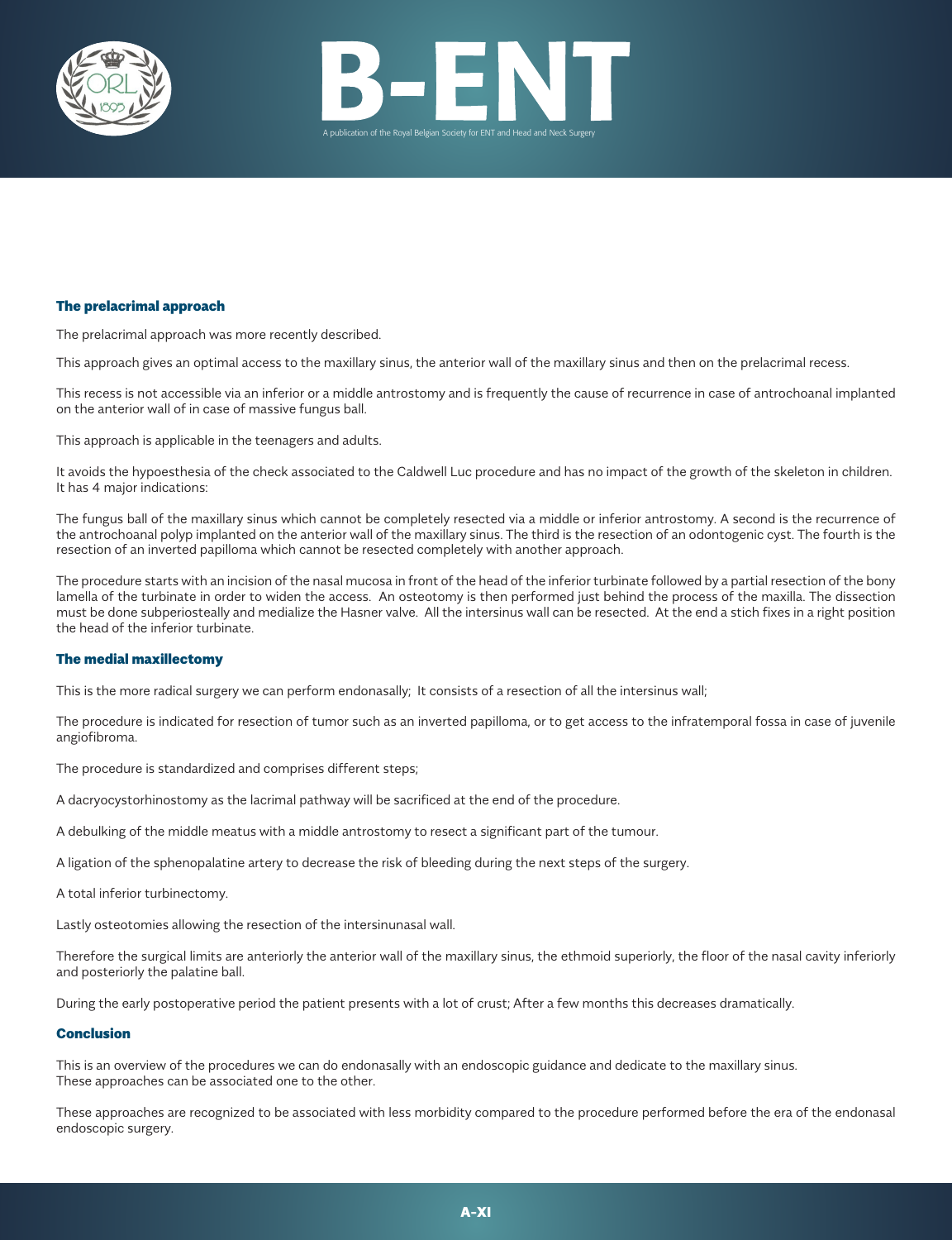### The prelacrimal approach

The prelacrimal approach was more recently described.

This approach gives an optimal access to the maxillary sinus, the anterior wall of the maxillary sinus and then on the prelacrimal recess.

This recess is not accessible via an inferior or a middle antrostomy and is frequently the cause of recurrence in case of antrochoanal implanted on the anterior wall of in case of massive fungus ball.

This approach is applicable in the teenagers and adults.

It avoids the hypoesthesia of the check associated to the Caldwell Luc procedure and has no impact of the growth of the skeleton in children. It has 4 major indications:

The fungus ball of the maxillary sinus which cannot be completely resected via a middle or inferior antrostomy. A second is the recurrence of the antrochoanal polyp implanted on the anterior wall of the maxillary sinus. The third is the resection of an odontogenic cyst. The fourth is the resection of an inverted papilloma which cannot be resected completely with another approach.

The procedure starts with an incision of the nasal mucosa in front of the head of the inferior turbinate followed by a partial resection of the bony lamella of the turbinate in order to widen the access. An osteotomy is then performed just behind the process of the maxilla. The dissection must be done subperiosteally and medialize the Hasner valve. All the intersinus wall can be resected. At the end a stich fixes in a right position the head of the inferior turbinate.

### The medial maxillectomy

This is the more radical surgery we can perform endonasally; It consists of a resection of all the intersinus wall;

The procedure is indicated for resection of tumor such as an inverted papilloma, or to get access to the infratemporal fossa in case of juvenile angiofibroma.

The procedure is standardized and comprises different steps;

A dacryocystorhinostomy as the lacrimal pathway will be sacrificed at the end of the procedure.

A debulking of the middle meatus with a middle antrostomy to resect a significant part of the tumour.

A ligation of the sphenopalatine artery to decrease the risk of bleeding during the next steps of the surgery.

A total inferior turbinectomy.

Lastly osteotomies allowing the resection of the intersinunasal wall.

Therefore the surgical limits are anteriorly the anterior wall of the maxillary sinus, the ethmoid superiorly, the floor of the nasal cavity inferiorly and posteriorly the palatine ball.

During the early postoperative period the patient presents with a lot of crust; After a few months this decreases dramatically.

### Conclusion

This is an overview of the procedures we can do endonasally with an endoscopic guidance and dedicate to the maxillary sinus.
These approaches can be associated one to the other.

These approaches are recognized to be associated with less morbidity compared to the procedure performed before the era of the endonasal endoscopic surgery.